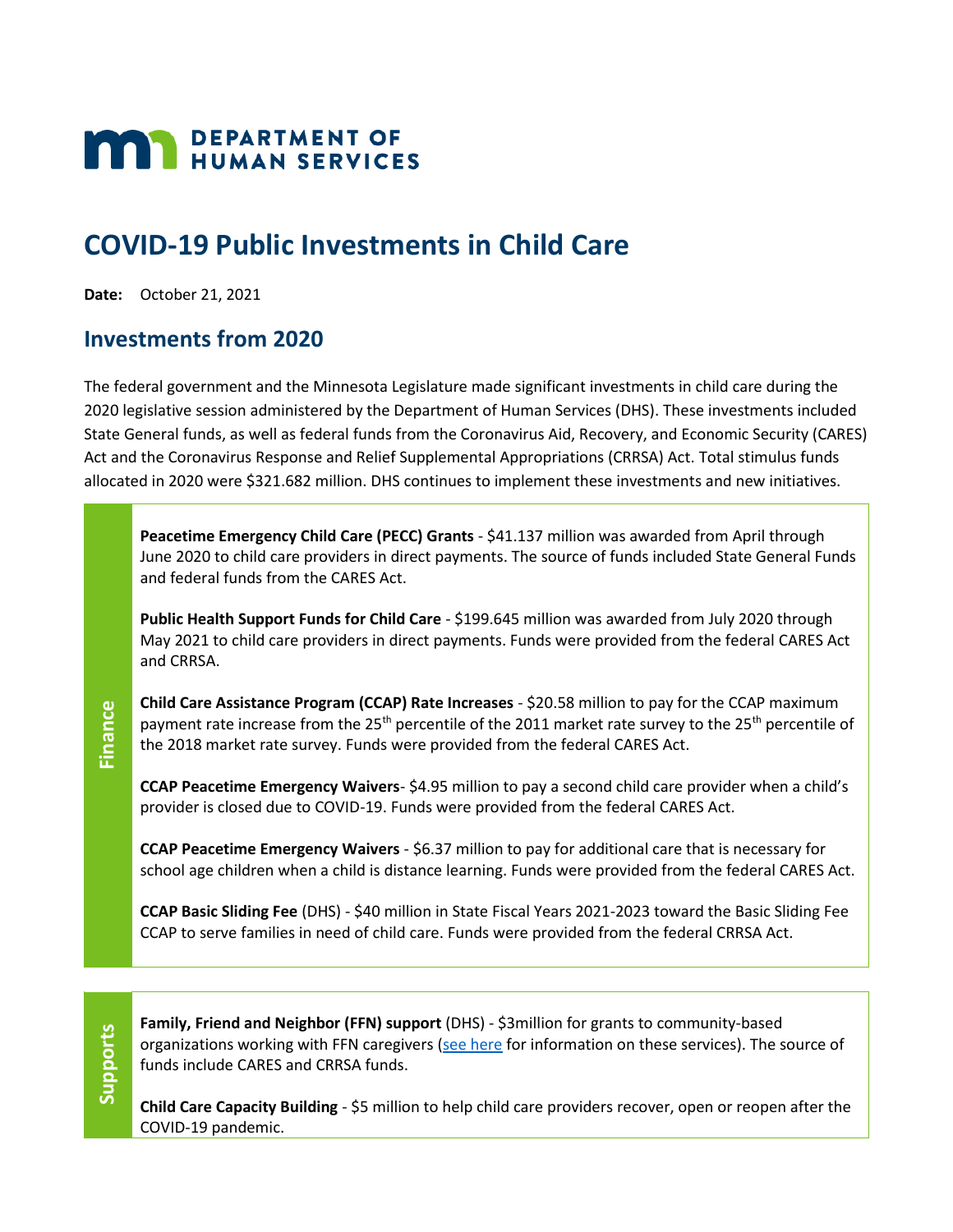DEPARTMENT OF HUMAN SERVICES

# COVID-19 Public Investments in Child Care

**Date:** October 21, 2021

## Investments from 2020

The federal government and the Minnesota Legislature made significant investments in child care during the 2020 legislative session administered by the Department of Human Services (DHS). These investments included State General funds, as well as federal funds from the Coronavirus Aid, Recovery, and Economic Security (CARES) Act and the Coronavirus Response and Relief Supplemental Appropriations (CRRSA) Act. Total stimulus funds allocated in 2020 were $321.682 million. DHS continues to implement these investments and new initiatives.

### Finance

**Peacetime Emergency Child Care (PECC) Grants** - $41.137 million was awarded from April through June 2020 to child care providers in direct payments. The source of funds included State General Funds and federal funds from the CARES Act.

**Public Health Support Funds for Child Care** - $199.645 million was awarded from July 2020 through May 2021 to child care providers in direct payments. Funds were provided from the federal CARES Act and CRRSA.

**Child Care Assistance Program (CCAP) Rate Increases** - $20.58 million to pay for the CCAP maximum payment rate increase from the 25th percentile of the 2011 market rate survey to the 25th percentile of the 2018 market rate survey. Funds were provided from the federal CARES Act.

**CCAP Peacetime Emergency Waivers**- $4.95 million to pay a second child care provider when a child's provider is closed due to COVID-19. Funds were provided from the federal CARES Act.

**CCAP Peacetime Emergency Waivers** - $6.37 million to pay for additional care that is necessary for school age children when a child is distance learning. Funds were provided from the federal CARES Act.

**CCAP Basic Sliding Fee** (DHS) - $40 million in State Fiscal Years 2021-2023 toward the Basic Sliding Fee CCAP to serve families in need of child care. Funds were provided from the federal CRRSA Act.

### Supports

**Family, Friend and Neighbor (FFN) support** (DHS) - $3million for grants to community-based organizations working with FFN caregivers (see here for information on these services). The source of funds include CARES and CRRSA funds.

**Child Care Capacity Building** - $5 million to help child care providers recover, open or reopen after the COVID-19 pandemic.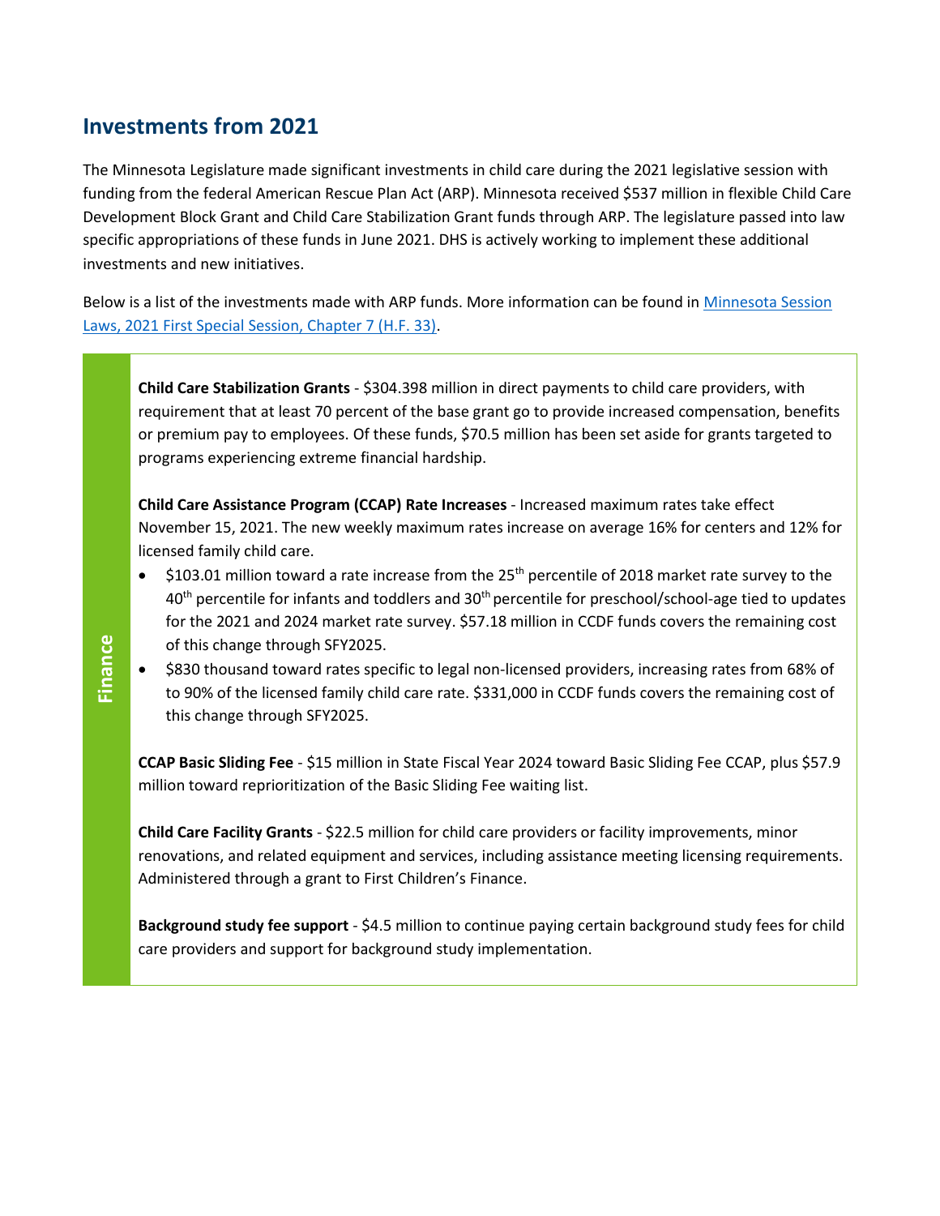## Investments from 2021

The Minnesota Legislature made significant investments in child care during the 2021 legislative session with funding from the federal American Rescue Plan Act (ARP). Minnesota received $537 million in flexible Child Care Development Block Grant and Child Care Stabilization Grant funds through ARP. The legislature passed into law specific appropriations of these funds in June 2021. DHS is actively working to implement these additional investments and new initiatives.

Below is a list of the investments made with ARP funds. More information can be found in [Minnesota Session Laws, 2021 First Special Session, Chapter 7 (H.F. 33)](#).

**Finance**

**Child Care Stabilization Grants** - $304.398 million in direct payments to child care providers, with requirement that at least 70 percent of the base grant go to provide increased compensation, benefits or premium pay to employees. Of these funds, $70.5 million has been set aside for grants targeted to programs experiencing extreme financial hardship.

**Child Care Assistance Program (CCAP) Rate Increases** - Increased maximum rates take effect November 15, 2021. The new weekly maximum rates increase on average 16% for centers and 12% for licensed family child care.

- $103.01 million toward a rate increase from the 25th percentile of 2018 market rate survey to the 40th percentile for infants and toddlers and 30th percentile for preschool/school-age tied to updates for the 2021 and 2024 market rate survey. $57.18 million in CCDF funds covers the remaining cost of this change through SFY2025.
- $830 thousand toward rates specific to legal non-licensed providers, increasing rates from 68% of to 90% of the licensed family child care rate. $331,000 in CCDF funds covers the remaining cost of this change through SFY2025.

**CCAP Basic Sliding Fee** - $15 million in State Fiscal Year 2024 toward Basic Sliding Fee CCAP, plus $57.9 million toward reprioritization of the Basic Sliding Fee waiting list.

**Child Care Facility Grants** - $22.5 million for child care providers or facility improvements, minor renovations, and related equipment and services, including assistance meeting licensing requirements. Administered through a grant to First Children's Finance.

**Background study fee support** - $4.5 million to continue paying certain background study fees for child care providers and support for background study implementation.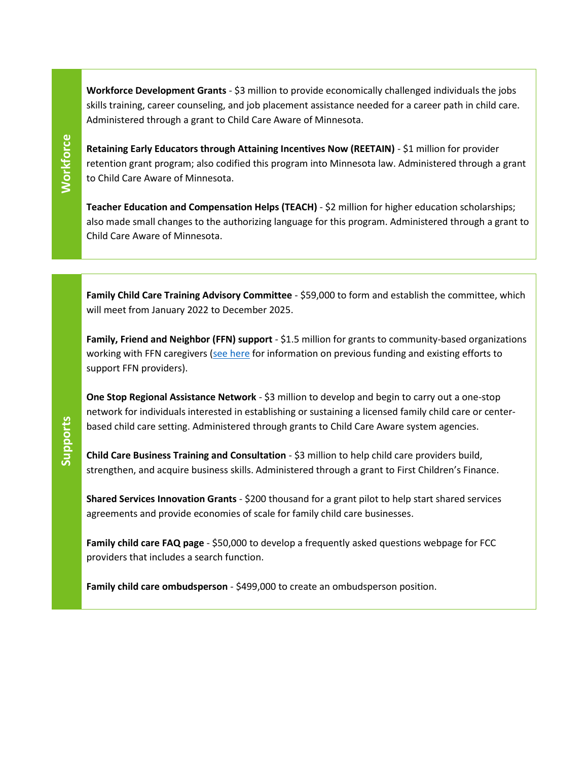## Workforce

**Workforce Development Grants** - $3 million to provide economically challenged individuals the jobs skills training, career counseling, and job placement assistance needed for a career path in child care. Administered through a grant to Child Care Aware of Minnesota.

**Retaining Early Educators through Attaining Incentives Now (REETAIN)** - $1 million for provider retention grant program; also codified this program into Minnesota law. Administered through a grant to Child Care Aware of Minnesota.

**Teacher Education and Compensation Helps (TEACH)** - $2 million for higher education scholarships; also made small changes to the authorizing language for this program. Administered through a grant to Child Care Aware of Minnesota.

## Supports

**Family Child Care Training Advisory Committee** - $59,000 to form and establish the committee, which will meet from January 2022 to December 2025.

**Family, Friend and Neighbor (FFN) support** - $1.5 million for grants to community-based organizations working with FFN caregivers (see here for information on previous funding and existing efforts to support FFN providers).

**One Stop Regional Assistance Network** - $3 million to develop and begin to carry out a one-stop network for individuals interested in establishing or sustaining a licensed family child care or center-based child care setting. Administered through grants to Child Care Aware system agencies.

**Child Care Business Training and Consultation** - $3 million to help child care providers build, strengthen, and acquire business skills. Administered through a grant to First Children's Finance.

**Shared Services Innovation Grants** - $200 thousand for a grant pilot to help start shared services agreements and provide economies of scale for family child care businesses.

**Family child care FAQ page** - $50,000 to develop a frequently asked questions webpage for FCC providers that includes a search function.

**Family child care ombudsperson** - $499,000 to create an ombudsperson position.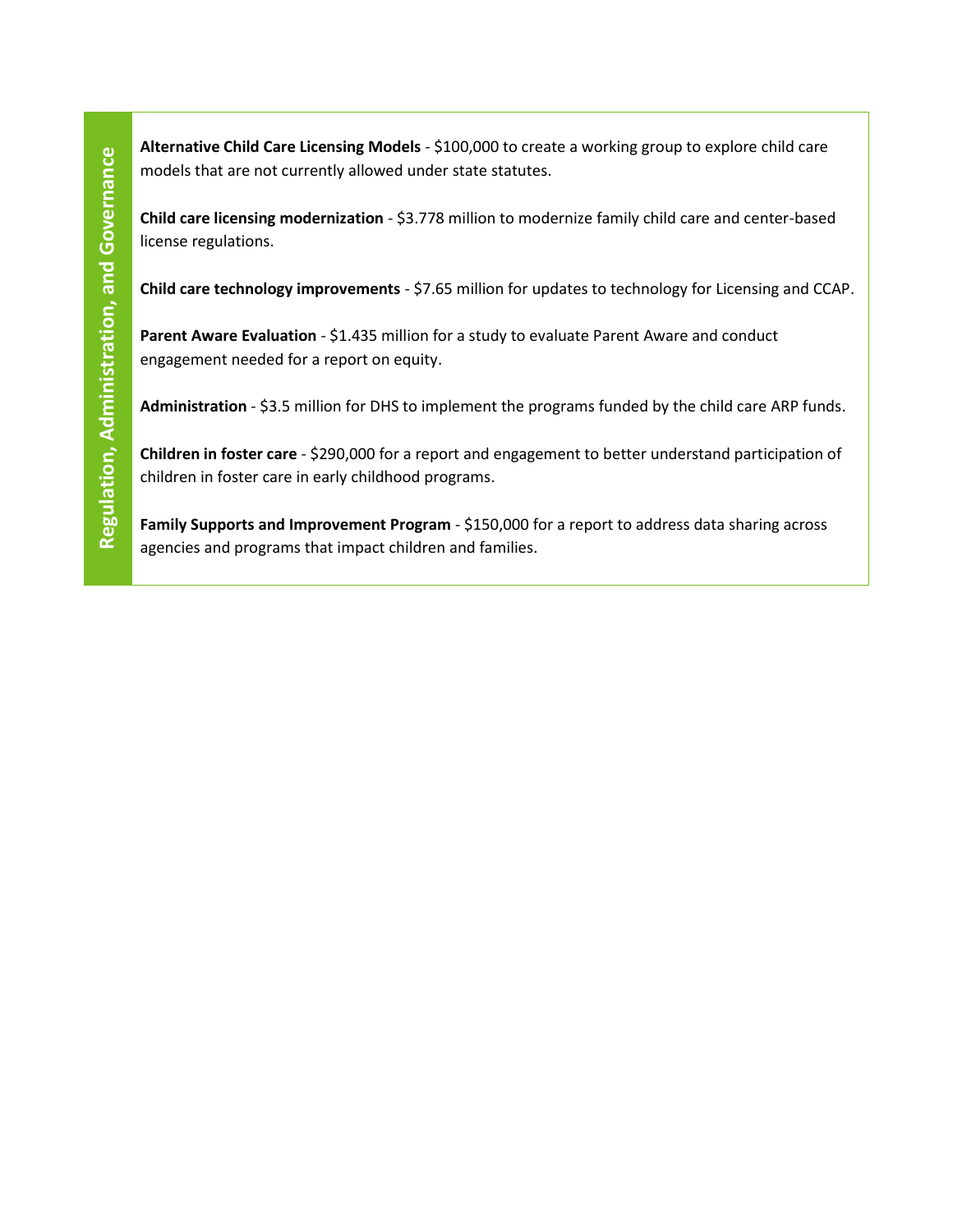## Regulation, Administration, and Governance

**Alternative Child Care Licensing Models** - $100,000 to create a working group to explore child care models that are not currently allowed under state statutes.

**Child care licensing modernization** - $3.778 million to modernize family child care and center-based license regulations.

**Child care technology improvements** - $7.65 million for updates to technology for Licensing and CCAP.

**Parent Aware Evaluation** - $1.435 million for a study to evaluate Parent Aware and conduct engagement needed for a report on equity.

**Administration** - $3.5 million for DHS to implement the programs funded by the child care ARP funds.

**Children in foster care** - $290,000 for a report and engagement to better understand participation of children in foster care in early childhood programs.

**Family Supports and Improvement Program** - $150,000 for a report to address data sharing across agencies and programs that impact children and families.